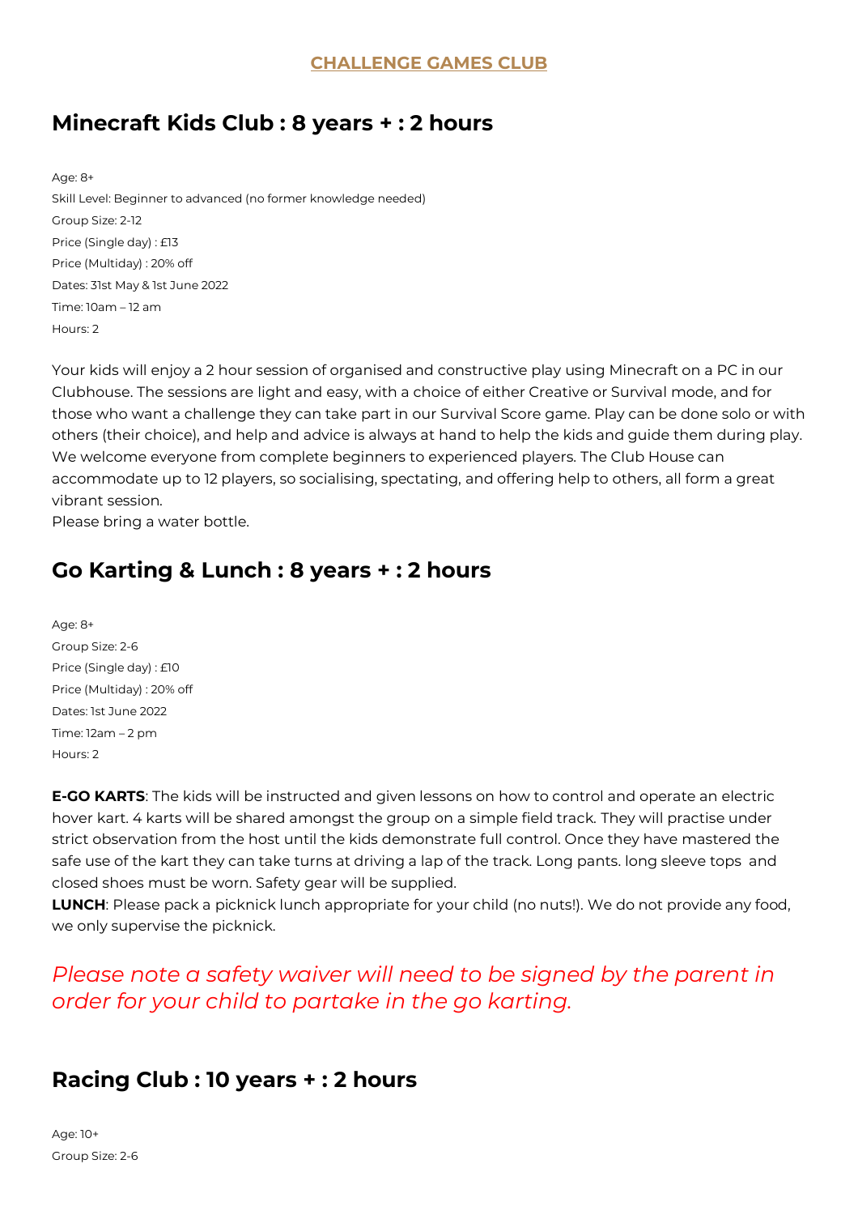# CHALLENGE GAMES CLUB

## Minecraft Kids Club : 8 years + : 2 hours

Age: 8+
Skill Level: Beginner to advanced (no former knowledge needed)
Group Size: 2-12
Price (Single day) : £13
Price (Multiday) : 20% off
Dates: 31st May & 1st June 2022
Time: 10am – 12 am
Hours: 2

Your kids will enjoy a 2 hour session of organised and constructive play using Minecraft on a PC in our Clubhouse. The sessions are light and easy, with a choice of either Creative or Survival mode, and for those who want a challenge they can take part in our Survival Score game. Play can be done solo or with others (their choice), and help and advice is always at hand to help the kids and guide them during play. We welcome everyone from complete beginners to experienced players. The Club House can accommodate up to 12 players, so socialising, spectating, and offering help to others, all form a great vibrant session.
Please bring a water bottle.

## Go Karting & Lunch : 8 years + : 2 hours

Age: 8+
Group Size: 2-6
Price (Single day) : £10
Price (Multiday) : 20% off
Dates: 1st June 2022
Time: 12am – 2 pm
Hours: 2

**E-GO KARTS**: The kids will be instructed and given lessons on how to control and operate an electric hover kart. 4 karts will be shared amongst the group on a simple field track. They will practise under strict observation from the host until the kids demonstrate full control. Once they have mastered the safe use of the kart they can take turns at driving a lap of the track. Long pants. long sleeve tops and closed shoes must be worn. Safety gear will be supplied.
**LUNCH**: Please pack a picknick lunch appropriate for your child (no nuts!). We do not provide any food, we only supervise the picknick.

*Please note a safety waiver will need to be signed by the parent in order for your child to partake in the go karting.*

## Racing Club : 10 years + : 2 hours

Age: 10+
Group Size: 2-6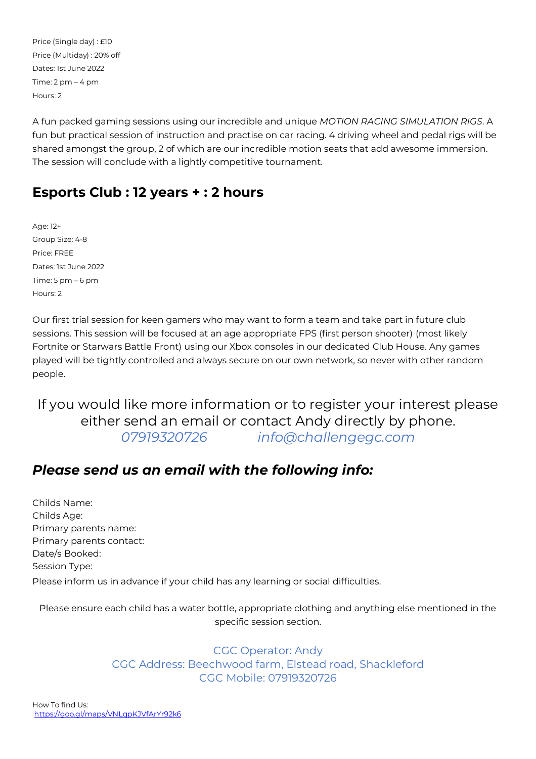Price (Single day) : £10
Price (Multiday) : 20% off
Dates: 1st June 2022
Time: 2 pm – 4 pm
Hours: 2

A fun packed gaming sessions using our incredible and unique *MOTION RACING SIMULATION RIGS*. A fun but practical session of instruction and practise on car racing. 4 driving wheel and pedal rigs will be shared amongst the group, 2 of which are our incredible motion seats that add awesome immersion. The session will conclude with a lightly competitive tournament.

## Esports Club : 12 years + : 2 hours

Age: 12+
Group Size: 4-8
Price: FREE
Dates: 1st June 2022
Time: 5 pm – 6 pm
Hours: 2

Our first trial session for keen gamers who may want to form a team and take part in future club sessions. This session will be focused at an age appropriate FPS (first person shooter) (most likely Fortnite or Starwars Battle Front) using our Xbox consoles in our dedicated Club House. Any games played will be tightly controlled and always secure on our own network, so never with other random people.

If you would like more information or to register your interest please either send an email or contact Andy directly by phone.
*07919320726* *info@challengegc.com*

## ***Please send us an email with the following info:***

Childs Name:
Childs Age:
Primary parents name:
Primary parents contact:
Date/s Booked:
Session Type:
Please inform us in advance if your child has any learning or social difficulties.

Please ensure each child has a water bottle, appropriate clothing and anything else mentioned in the specific session section.

CGC Operator: Andy
CGC Address: Beechwood farm, Elstead road, Shackleford
CGC Mobile: 07919320726

How To find Us:
https://goo.gl/maps/VNLqpKJVfArYr92k6